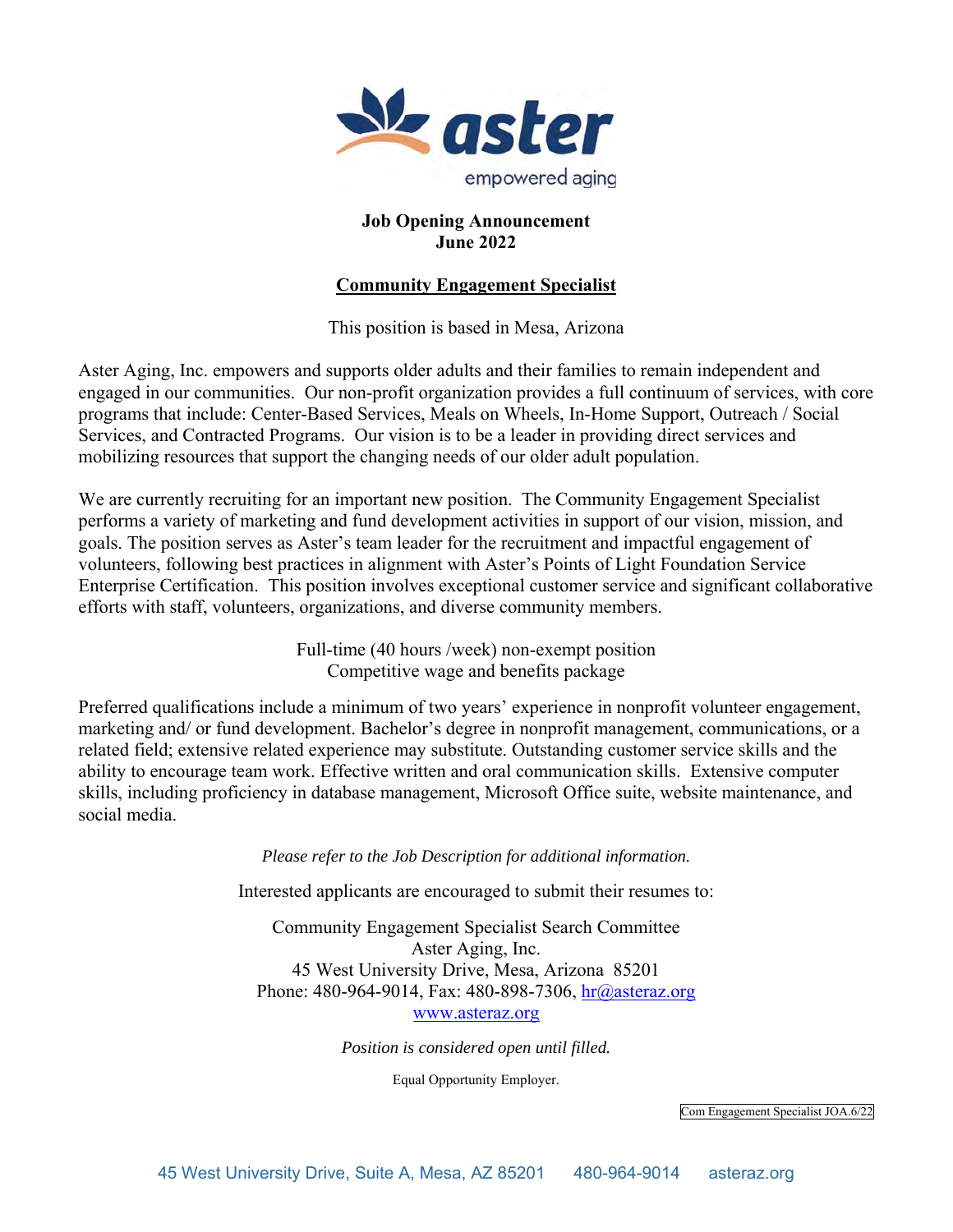aster

empowered aging

**Job Opening Announcement**
**June 2022**

## Community Engagement Specialist

This position is based in Mesa, Arizona

Aster Aging, Inc. empowers and supports older adults and their families to remain independent and engaged in our communities. Our non-profit organization provides a full continuum of services, with core programs that include: Center-Based Services, Meals on Wheels, In-Home Support, Outreach / Social Services, and Contracted Programs. Our vision is to be a leader in providing direct services and mobilizing resources that support the changing needs of our older adult population.

We are currently recruiting for an important new position. The Community Engagement Specialist performs a variety of marketing and fund development activities in support of our vision, mission, and goals. The position serves as Aster's team leader for the recruitment and impactful engagement of volunteers, following best practices in alignment with Aster's Points of Light Foundation Service Enterprise Certification. This position involves exceptional customer service and significant collaborative efforts with staff, volunteers, organizations, and diverse community members.

Full-time (40 hours /week) non-exempt position
Competitive wage and benefits package

Preferred qualifications include a minimum of two years' experience in nonprofit volunteer engagement, marketing and/ or fund development. Bachelor's degree in nonprofit management, communications, or a related field; extensive related experience may substitute. Outstanding customer service skills and the ability to encourage team work. Effective written and oral communication skills. Extensive computer skills, including proficiency in database management, Microsoft Office suite, website maintenance, and social media.

*Please refer to the Job Description for additional information.*

Interested applicants are encouraged to submit their resumes to:

Community Engagement Specialist Search Committee
Aster Aging, Inc.
45 West University Drive, Mesa, Arizona 85201
Phone: 480-964-9014, Fax: 480-898-7306, hr@asteraz.org
www.asteraz.org

*Position is considered open until filled.*

Equal Opportunity Employer.

Com Engagement Specialist JOA.6/22

45 West University Drive, Suite A, Mesa, AZ 85201 480-964-9014 asteraz.org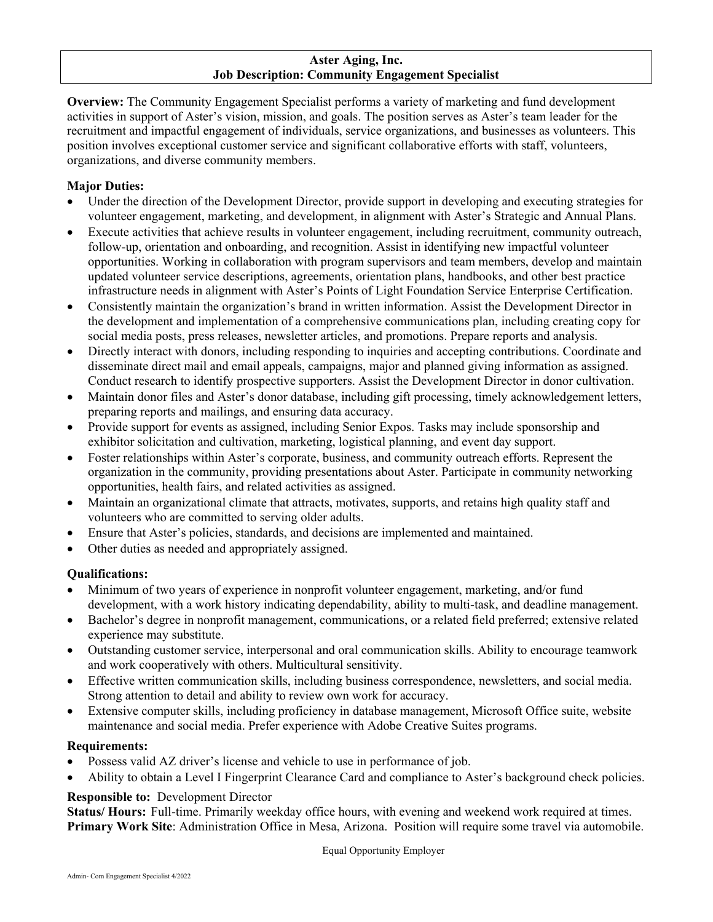**Aster Aging, Inc.**
**Job Description: Community Engagement Specialist**

**Overview:** The Community Engagement Specialist performs a variety of marketing and fund development activities in support of Aster's vision, mission, and goals. The position serves as Aster's team leader for the recruitment and impactful engagement of individuals, service organizations, and businesses as volunteers. This position involves exceptional customer service and significant collaborative efforts with staff, volunteers, organizations, and diverse community members.

**Major Duties:**

- Under the direction of the Development Director, provide support in developing and executing strategies for volunteer engagement, marketing, and development, in alignment with Aster's Strategic and Annual Plans.
- Execute activities that achieve results in volunteer engagement, including recruitment, community outreach, follow-up, orientation and onboarding, and recognition. Assist in identifying new impactful volunteer opportunities. Working in collaboration with program supervisors and team members, develop and maintain updated volunteer service descriptions, agreements, orientation plans, handbooks, and other best practice infrastructure needs in alignment with Aster's Points of Light Foundation Service Enterprise Certification.
- Consistently maintain the organization's brand in written information. Assist the Development Director in the development and implementation of a comprehensive communications plan, including creating copy for social media posts, press releases, newsletter articles, and promotions. Prepare reports and analysis.
- Directly interact with donors, including responding to inquiries and accepting contributions. Coordinate and disseminate direct mail and email appeals, campaigns, major and planned giving information as assigned. Conduct research to identify prospective supporters. Assist the Development Director in donor cultivation.
- Maintain donor files and Aster's donor database, including gift processing, timely acknowledgement letters, preparing reports and mailings, and ensuring data accuracy.
- Provide support for events as assigned, including Senior Expos. Tasks may include sponsorship and exhibitor solicitation and cultivation, marketing, logistical planning, and event day support.
- Foster relationships within Aster's corporate, business, and community outreach efforts. Represent the organization in the community, providing presentations about Aster. Participate in community networking opportunities, health fairs, and related activities as assigned.
- Maintain an organizational climate that attracts, motivates, supports, and retains high quality staff and volunteers who are committed to serving older adults.
- Ensure that Aster's policies, standards, and decisions are implemented and maintained.
- Other duties as needed and appropriately assigned.

**Qualifications:**

- Minimum of two years of experience in nonprofit volunteer engagement, marketing, and/or fund development, with a work history indicating dependability, ability to multi-task, and deadline management.
- Bachelor's degree in nonprofit management, communications, or a related field preferred; extensive related experience may substitute.
- Outstanding customer service, interpersonal and oral communication skills. Ability to encourage teamwork and work cooperatively with others. Multicultural sensitivity.
- Effective written communication skills, including business correspondence, newsletters, and social media. Strong attention to detail and ability to review own work for accuracy.
- Extensive computer skills, including proficiency in database management, Microsoft Office suite, website maintenance and social media. Prefer experience with Adobe Creative Suites programs.

**Requirements:**

- Possess valid AZ driver's license and vehicle to use in performance of job.
- Ability to obtain a Level I Fingerprint Clearance Card and compliance to Aster's background check policies.

**Responsible to:** Development Director
**Status/ Hours:** Full-time. Primarily weekday office hours, with evening and weekend work required at times.
**Primary Work Site**: Administration Office in Mesa, Arizona. Position will require some travel via automobile.

Equal Opportunity Employer

Admin- Com Engagement Specialist 4/2022